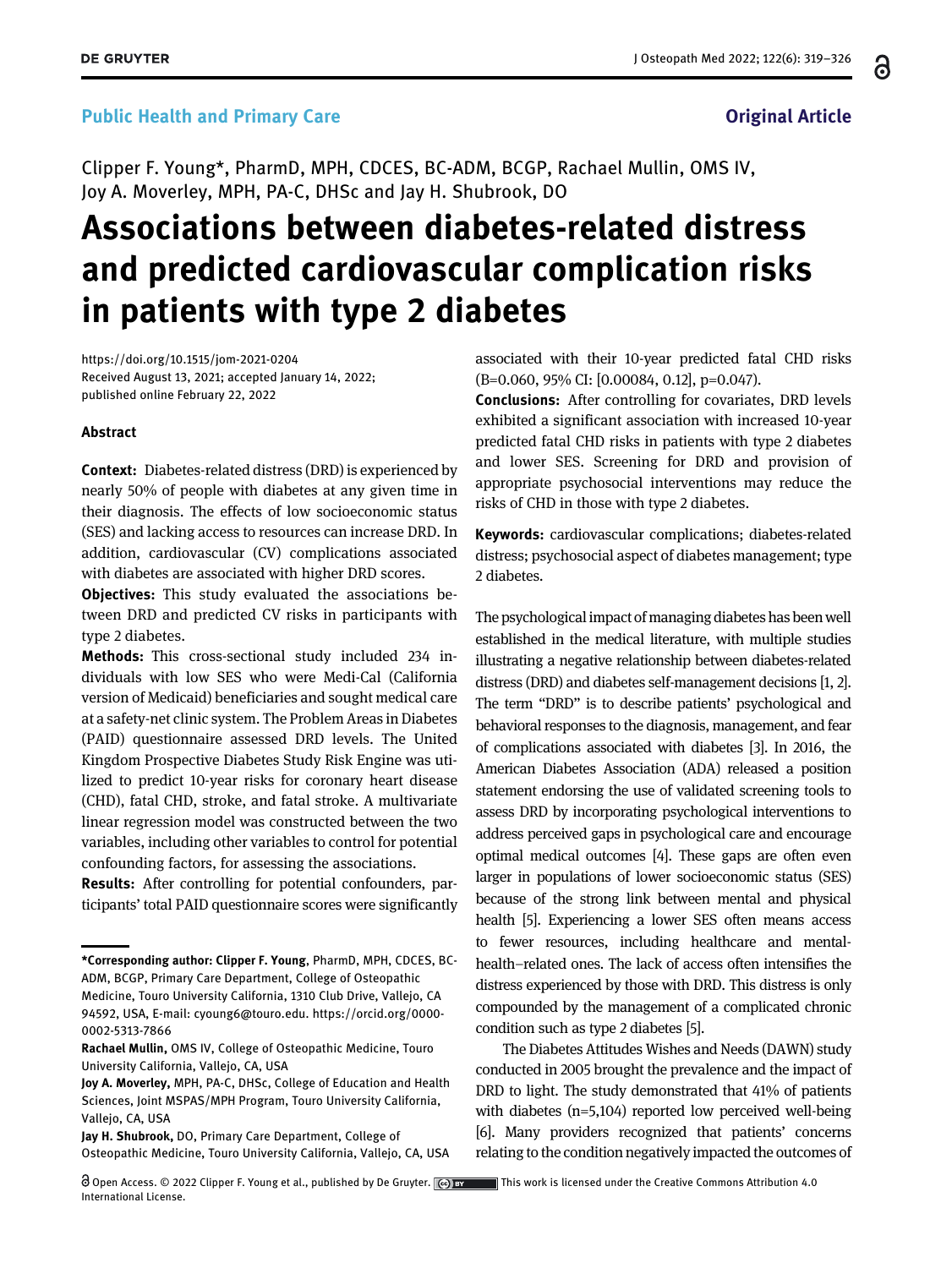Public Health and Primary Care

Original Article

Clipper F. Young*, PharmD, MPH, CDCES, BC-ADM, BCGP, Rachael Mullin, OMS IV, Joy A. Moverley, MPH, PA-C, DHSc and Jay H. Shubrook, DO

# Associations between diabetes-related distress and predicted cardiovascular complication risks in patients with type 2 diabetes

https://doi.org/10.1515/jom-2021-0204
Received August 13, 2021; accepted January 14, 2022; published online February 22, 2022

### Abstract

**Context:** Diabetes-related distress (DRD) is experienced by nearly 50% of people with diabetes at any given time in their diagnosis. The effects of low socioeconomic status (SES) and lacking access to resources can increase DRD. In addition, cardiovascular (CV) complications associated with diabetes are associated with higher DRD scores.

**Objectives:** This study evaluated the associations between DRD and predicted CV risks in participants with type 2 diabetes.

**Methods:** This cross-sectional study included 234 individuals with low SES who were Medi-Cal (California version of Medicaid) beneficiaries and sought medical care at a safety-net clinic system. The Problem Areas in Diabetes (PAID) questionnaire assessed DRD levels. The United Kingdom Prospective Diabetes Study Risk Engine was utilized to predict 10-year risks for coronary heart disease (CHD), fatal CHD, stroke, and fatal stroke. A multivariate linear regression model was constructed between the two variables, including other variables to control for potential confounding factors, for assessing the associations.

**Results:** After controlling for potential confounders, participants' total PAID questionnaire scores were significantly associated with their 10-year predicted fatal CHD risks (B=0.060, 95% CI: [0.00084, 0.12], p=0.047).

**Conclusions:** After controlling for covariates, DRD levels exhibited a significant association with increased 10-year predicted fatal CHD risks in patients with type 2 diabetes and lower SES. Screening for DRD and provision of appropriate psychosocial interventions may reduce the risks of CHD in those with type 2 diabetes.

**Keywords:** cardiovascular complications; diabetes-related distress; psychosocial aspect of diabetes management; type 2 diabetes.

The psychological impact of managing diabetes has been well established in the medical literature, with multiple studies illustrating a negative relationship between diabetes-related distress (DRD) and diabetes self-management decisions [1, 2]. The term "DRD" is to describe patients' psychological and behavioral responses to the diagnosis, management, and fear of complications associated with diabetes [3]. In 2016, the American Diabetes Association (ADA) released a position statement endorsing the use of validated screening tools to assess DRD by incorporating psychological interventions to address perceived gaps in psychological care and encourage optimal medical outcomes [4]. These gaps are often even larger in populations of lower socioeconomic status (SES) because of the strong link between mental and physical health [5]. Experiencing a lower SES often means access to fewer resources, including healthcare and mental-health–related ones. The lack of access often intensifies the distress experienced by those with DRD. This distress is only compounded by the management of a complicated chronic condition such as type 2 diabetes [5].

The Diabetes Attitudes Wishes and Needs (DAWN) study conducted in 2005 brought the prevalence and the impact of DRD to light. The study demonstrated that 41% of patients with diabetes (n=5,104) reported low perceived well-being [6]. Many providers recognized that patients' concerns relating to the condition negatively impacted the outcomes of

---

***Corresponding author: Clipper F. Young**, PharmD, MPH, CDCES, BC-ADM, BCGP, Primary Care Department, College of Osteopathic Medicine, Touro University California, 1310 Club Drive, Vallejo, CA 94592, USA, E-mail: cyoung6@touro.edu. https://orcid.org/0000-0002-5313-7866

**Rachael Mullin,** OMS IV, College of Osteopathic Medicine, Touro University California, Vallejo, CA, USA

**Joy A. Moverley,** MPH, PA-C, DHSc, College of Education and Health Sciences, Joint MSPAS/MPH Program, Touro University California, Vallejo, CA, USA

**Jay H. Shubrook,** DO, Primary Care Department, College of Osteopathic Medicine, Touro University California, Vallejo, CA, USA

Open Access. © 2022 Clipper F. Young et al., published by De Gruyter. This work is licensed under the Creative Commons Attribution 4.0 International License.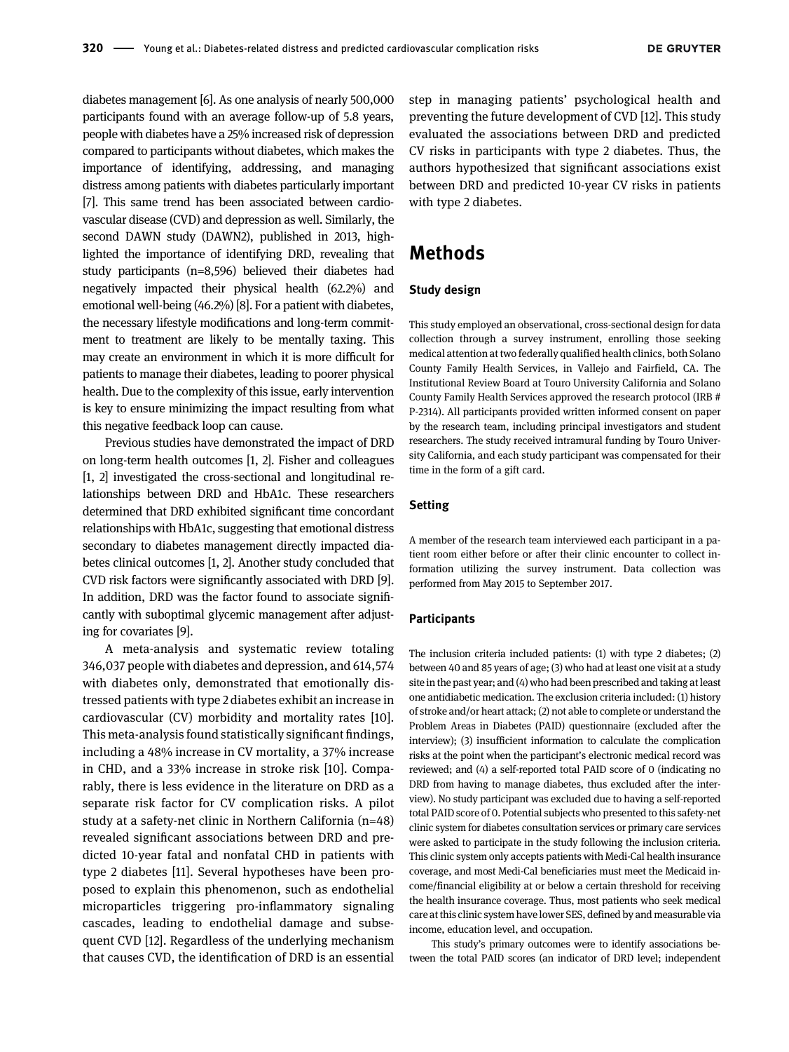diabetes management [6]. As one analysis of nearly 500,000 participants found with an average follow-up of 5.8 years, people with diabetes have a 25% increased risk of depression compared to participants without diabetes, which makes the importance of identifying, addressing, and managing distress among patients with diabetes particularly important [7]. This same trend has been associated between cardiovascular disease (CVD) and depression as well. Similarly, the second DAWN study (DAWN2), published in 2013, highlighted the importance of identifying DRD, revealing that study participants (n=8,596) believed their diabetes had negatively impacted their physical health (62.2%) and emotional well-being (46.2%) [8]. For a patient with diabetes, the necessary lifestyle modifications and long-term commitment to treatment are likely to be mentally taxing. This may create an environment in which it is more difficult for patients to manage their diabetes, leading to poorer physical health. Due to the complexity of this issue, early intervention is key to ensure minimizing the impact resulting from what this negative feedback loop can cause.

Previous studies have demonstrated the impact of DRD on long-term health outcomes [1, 2]. Fisher and colleagues [1, 2] investigated the cross-sectional and longitudinal relationships between DRD and HbA1c. These researchers determined that DRD exhibited significant time concordant relationships with HbA1c, suggesting that emotional distress secondary to diabetes management directly impacted diabetes clinical outcomes [1, 2]. Another study concluded that CVD risk factors were significantly associated with DRD [9]. In addition, DRD was the factor found to associate significantly with suboptimal glycemic management after adjusting for covariates [9].

A meta-analysis and systematic review totaling 346,037 people with diabetes and depression, and 614,574 with diabetes only, demonstrated that emotionally distressed patients with type 2 diabetes exhibit an increase in cardiovascular (CV) morbidity and mortality rates [10]. This meta-analysis found statistically significant findings, including a 48% increase in CV mortality, a 37% increase in CHD, and a 33% increase in stroke risk [10]. Comparably, there is less evidence in the literature on DRD as a separate risk factor for CV complication risks. A pilot study at a safety-net clinic in Northern California (n=48) revealed significant associations between DRD and predicted 10-year fatal and nonfatal CHD in patients with type 2 diabetes [11]. Several hypotheses have been proposed to explain this phenomenon, such as endothelial microparticles triggering pro-inflammatory signaling cascades, leading to endothelial damage and subsequent CVD [12]. Regardless of the underlying mechanism that causes CVD, the identification of DRD is an essential step in managing patients' psychological health and preventing the future development of CVD [12]. This study evaluated the associations between DRD and predicted CV risks in participants with type 2 diabetes. Thus, the authors hypothesized that significant associations exist between DRD and predicted 10-year CV risks in patients with type 2 diabetes.

# Methods

### Study design

This study employed an observational, cross-sectional design for data collection through a survey instrument, enrolling those seeking medical attention at two federally qualified health clinics, both Solano County Family Health Services, in Vallejo and Fairfield, CA. The Institutional Review Board at Touro University California and Solano County Family Health Services approved the research protocol (IRB # P-2314). All participants provided written informed consent on paper by the research team, including principal investigators and student researchers. The study received intramural funding by Touro University California, and each study participant was compensated for their time in the form of a gift card.

### Setting

A member of the research team interviewed each participant in a patient room either before or after their clinic encounter to collect information utilizing the survey instrument. Data collection was performed from May 2015 to September 2017.

### Participants

The inclusion criteria included patients: (1) with type 2 diabetes; (2) between 40 and 85 years of age; (3) who had at least one visit at a study site in the past year; and (4) who had been prescribed and taking at least one antidiabetic medication. The exclusion criteria included: (1) history of stroke and/or heart attack; (2) not able to complete or understand the Problem Areas in Diabetes (PAID) questionnaire (excluded after the interview); (3) insufficient information to calculate the complication risks at the point when the participant's electronic medical record was reviewed; and (4) a self-reported total PAID score of 0 (indicating no DRD from having to manage diabetes, thus excluded after the interview). No study participant was excluded due to having a self-reported total PAID score of 0. Potential subjects who presented to this safety-net clinic system for diabetes consultation services or primary care services were asked to participate in the study following the inclusion criteria. This clinic system only accepts patients with Medi-Cal health insurance coverage, and most Medi-Cal beneficiaries must meet the Medicaid income/financial eligibility at or below a certain threshold for receiving the health insurance coverage. Thus, most patients who seek medical care at this clinic system have lower SES, defined by and measurable via income, education level, and occupation.

This study's primary outcomes were to identify associations between the total PAID scores (an indicator of DRD level; independent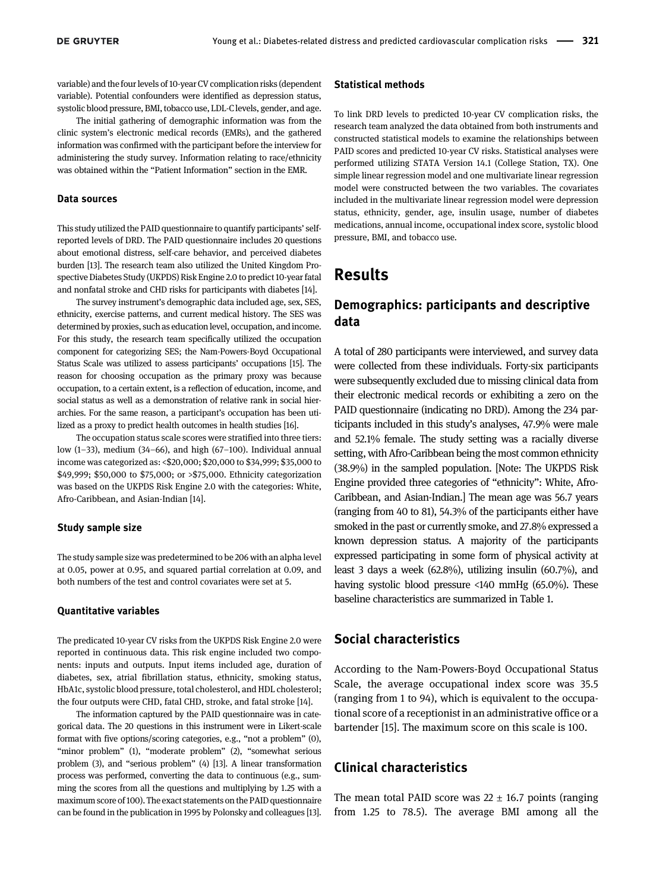variable) and the four levels of 10-year CV complication risks (dependent variable). Potential confounders were identified as depression status, systolic blood pressure, BMI, tobacco use, LDL-C levels, gender, and age.

The initial gathering of demographic information was from the clinic system's electronic medical records (EMRs), and the gathered information was confirmed with the participant before the interview for administering the study survey. Information relating to race/ethnicity was obtained within the "Patient Information" section in the EMR.

### Data sources

This study utilized the PAID questionnaire to quantify participants' self-reported levels of DRD. The PAID questionnaire includes 20 questions about emotional distress, self-care behavior, and perceived diabetes burden [13]. The research team also utilized the United Kingdom Prospective Diabetes Study (UKPDS) Risk Engine 2.0 to predict 10-year fatal and nonfatal stroke and CHD risks for participants with diabetes [14].

The survey instrument's demographic data included age, sex, SES, ethnicity, exercise patterns, and current medical history. The SES was determined by proxies, such as education level, occupation, and income. For this study, the research team specifically utilized the occupation component for categorizing SES; the Nam-Powers-Boyd Occupational Status Scale was utilized to assess participants' occupations [15]. The reason for choosing occupation as the primary proxy was because occupation, to a certain extent, is a reflection of education, income, and social status as well as a demonstration of relative rank in social hierarchies. For the same reason, a participant's occupation has been utilized as a proxy to predict health outcomes in health studies [16].

The occupation status scale scores were stratified into three tiers: low (1–33), medium (34–66), and high (67–100). Individual annual income was categorized as: <$20,000; $20,000 to $34,999; $35,000 to $49,999; $50,000 to $75,000; or >$75,000. Ethnicity categorization was based on the UKPDS Risk Engine 2.0 with the categories: White, Afro-Caribbean, and Asian-Indian [14].

### Study sample size

The study sample size was predetermined to be 206 with an alpha level at 0.05, power at 0.95, and squared partial correlation at 0.09, and both numbers of the test and control covariates were set at 5.

### Quantitative variables

The predicated 10-year CV risks from the UKPDS Risk Engine 2.0 were reported in continuous data. This risk engine included two components: inputs and outputs. Input items included age, duration of diabetes, sex, atrial fibrillation status, ethnicity, smoking status, HbA1c, systolic blood pressure, total cholesterol, and HDL cholesterol; the four outputs were CHD, fatal CHD, stroke, and fatal stroke [14].

The information captured by the PAID questionnaire was in categorical data. The 20 questions in this instrument were in Likert-scale format with five options/scoring categories, e.g., "not a problem" (0), "minor problem" (1), "moderate problem" (2), "somewhat serious problem (3), and "serious problem" (4) [13]. A linear transformation process was performed, converting the data to continuous (e.g., summing the scores from all the questions and multiplying by 1.25 with a maximum score of 100). The exact statements on the PAID questionnaire can be found in the publication in 1995 by Polonsky and colleagues [13].

### Statistical methods

To link DRD levels to predicted 10-year CV complication risks, the research team analyzed the data obtained from both instruments and constructed statistical models to examine the relationships between PAID scores and predicted 10-year CV risks. Statistical analyses were performed utilizing STATA Version 14.1 (College Station, TX). One simple linear regression model and one multivariate linear regression model were constructed between the two variables. The covariates included in the multivariate linear regression model were depression status, ethnicity, gender, age, insulin usage, number of diabetes medications, annual income, occupational index score, systolic blood pressure, BMI, and tobacco use.

# Results

## Demographics: participants and descriptive data

A total of 280 participants were interviewed, and survey data were collected from these individuals. Forty-six participants were subsequently excluded due to missing clinical data from their electronic medical records or exhibiting a zero on the PAID questionnaire (indicating no DRD). Among the 234 participants included in this study's analyses, 47.9% were male and 52.1% female. The study setting was a racially diverse setting, with Afro-Caribbean being the most common ethnicity (38.9%) in the sampled population. [Note: The UKPDS Risk Engine provided three categories of "ethnicity": White, Afro-Caribbean, and Asian-Indian.] The mean age was 56.7 years (ranging from 40 to 81), 54.3% of the participants either have smoked in the past or currently smoke, and 27.8% expressed a known depression status. A majority of the participants expressed participating in some form of physical activity at least 3 days a week (62.8%), utilizing insulin (60.7%), and having systolic blood pressure <140 mmHg (65.0%). These baseline characteristics are summarized in Table 1.

## Social characteristics

According to the Nam-Powers-Boyd Occupational Status Scale, the average occupational index score was 35.5 (ranging from 1 to 94), which is equivalent to the occupational score of a receptionist in an administrative office or a bartender [15]. The maximum score on this scale is 100.

## Clinical characteristics

The mean total PAID score was 22 ± 16.7 points (ranging from 1.25 to 78.5). The average BMI among all the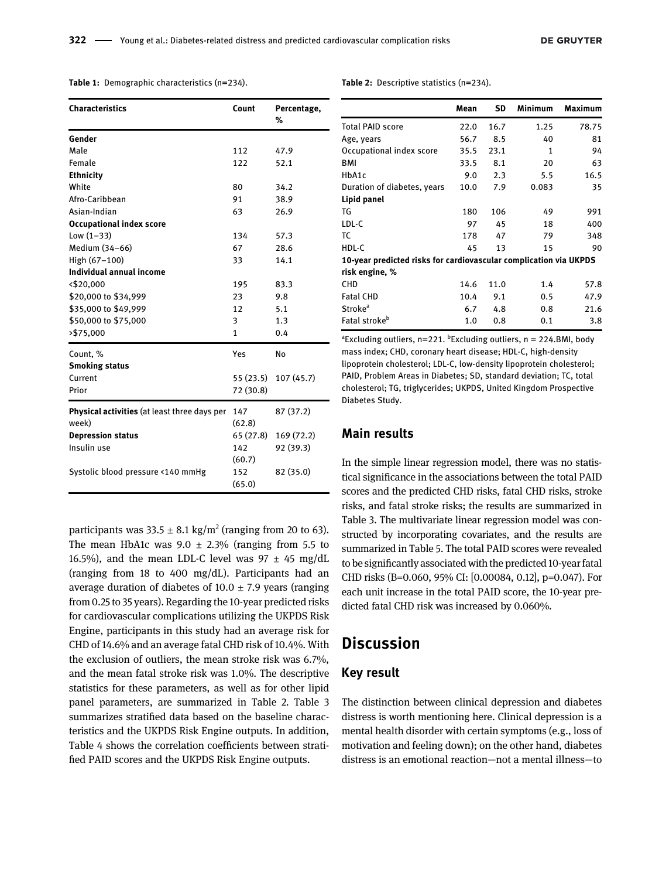**Table 1:** Demographic characteristics (n=234).

| Characteristics | Count | Percentage, % |
|---|---|---|
| **Gender** | | |
| Male | 112 | 47.9 |
| Female | 122 | 52.1 |
| **Ethnicity** | | |
| White | 80 | 34.2 |
| Afro-Caribbean | 91 | 38.9 |
| Asian-Indian | 63 | 26.9 |
| **Occupational index score** | | |
| Low (1–33) | 134 | 57.3 |
| Medium (34–66) | 67 | 28.6 |
| High (67–100) | 33 | 14.1 |
| **Individual annual income** | | |
| <$20,000 | 195 | 83.3 |
| $20,000 to $34,999 | 23 | 9.8 |
| $35,000 to $49,999 | 12 | 5.1 |
| $50,000 to $75,000 | 3 | 1.3 |
| >$75,000 | 1 | 0.4 |
| Count, % | Yes | No |
| **Smoking status** | | |
| Current | 55 (23.5) | 107 (45.7) |
| Prior | 72 (30.8) | |
| **Physical activities** (at least three days per week) | 147 (62.8) | 87 (37.2) |
| **Depression status** | 65 (27.8) | 169 (72.2) |
| Insulin use | 142 (60.7) | 92 (39.3) |
| Systolic blood pressure <140 mmHg | 152 (65.0) | 82 (35.0) |

participants was 33.5 ± 8.1 kg/m$^2$ (ranging from 20 to 63). The mean HbA1c was 9.0 ± 2.3% (ranging from 5.5 to 16.5%), and the mean LDL-C level was 97 ± 45 mg/dL (ranging from 18 to 400 mg/dL). Participants had an average duration of diabetes of 10.0 ± 7.9 years (ranging from 0.25 to 35 years). Regarding the 10-year predicted risks for cardiovascular complications utilizing the UKPDS Risk Engine, participants in this study had an average risk for CHD of 14.6% and an average fatal CHD risk of 10.4%. With the exclusion of outliers, the mean stroke risk was 6.7%, and the mean fatal stroke risk was 1.0%. The descriptive statistics for these parameters, as well as for other lipid panel parameters, are summarized in Table 2. Table 3 summarizes stratified data based on the baseline characteristics and the UKPDS Risk Engine outputs. In addition, Table 4 shows the correlation coefficients between stratified PAID scores and the UKPDS Risk Engine outputs.

**Table 2:** Descriptive statistics (n=234).

| | Mean | SD | Minimum | Maximum |
|---|---|---|---|---|
| Total PAID score | 22.0 | 16.7 | 1.25 | 78.75 |
| Age, years | 56.7 | 8.5 | 40 | 81 |
| Occupational index score | 35.5 | 23.1 | 1 | 94 |
| BMI | 33.5 | 8.1 | 20 | 63 |
| HbA1c | 9.0 | 2.3 | 5.5 | 16.5 |
| Duration of diabetes, years | 10.0 | 7.9 | 0.083 | 35 |
| **Lipid panel** | | | | |
| TG | 180 | 106 | 49 | 991 |
| LDL-C | 97 | 45 | 18 | 400 |
| TC | 178 | 47 | 79 | 348 |
| HDL-C | 45 | 13 | 15 | 90 |
| **10-year predicted risks for cardiovascular complication via UKPDS risk engine, %** | | | | |
| CHD | 14.6 | 11.0 | 1.4 | 57.8 |
| Fatal CHD | 10.4 | 9.1 | 0.5 | 47.9 |
| Stroke[a] | 6.7 | 4.8 | 0.8 | 21.6 |
| Fatal stroke[b] | 1.0 | 0.8 | 0.1 | 3.8 |

[a]Excluding outliers, n=221. [b]Excluding outliers, n = 224.BMI, body mass index; CHD, coronary heart disease; HDL-C, high-density lipoprotein cholesterol; LDL-C, low-density lipoprotein cholesterol; PAID, Problem Areas in Diabetes; SD, standard deviation; TC, total cholesterol; TG, triglycerides; UKPDS, United Kingdom Prospective Diabetes Study.

## Main results

In the simple linear regression model, there was no statistical significance in the associations between the total PAID scores and the predicted CHD risks, fatal CHD risks, stroke risks, and fatal stroke risks; the results are summarized in Table 3. The multivariate linear regression model was constructed by incorporating covariates, and the results are summarized in Table 5. The total PAID scores were revealed to be significantly associated with the predicted 10-year fatal CHD risks (B=0.060, 95% CI: [0.00084, 0.12], p=0.047). For each unit increase in the total PAID score, the 10-year predicted fatal CHD risk was increased by 0.060%.

# Discussion

## Key result

The distinction between clinical depression and diabetes distress is worth mentioning here. Clinical depression is a mental health disorder with certain symptoms (e.g., loss of motivation and feeling down); on the other hand, diabetes distress is an emotional reaction—not a mental illness—to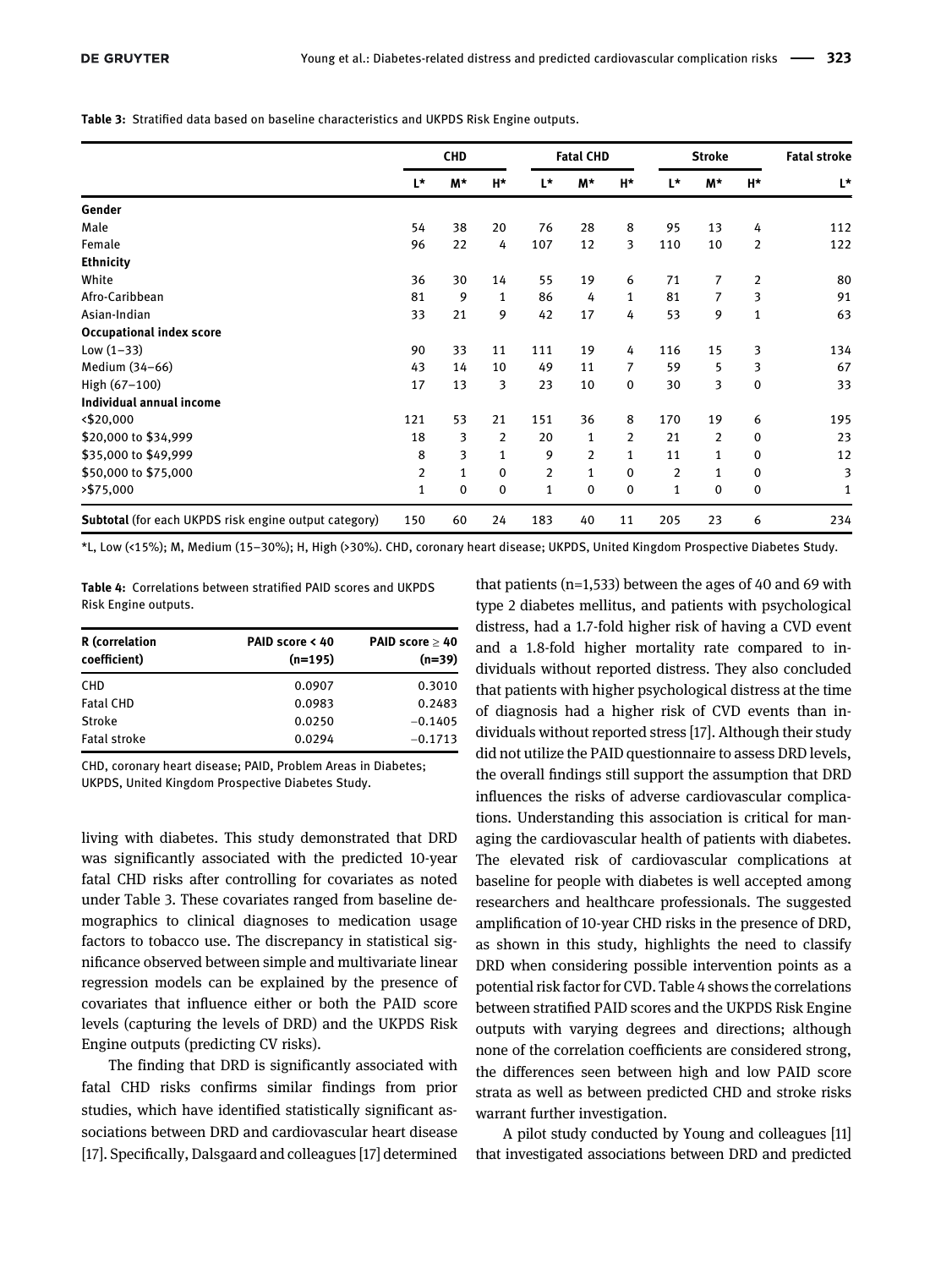**Table 3:** Stratified data based on baseline characteristics and UKPDS Risk Engine outputs.

| | CHD | | | Fatal CHD | | | Stroke | | | Fatal stroke |
|---|---|---|---|---|---|---|---|---|---|---|
| | L* | M* | H* | L* | M* | H* | L* | M* | H* | L* |
| **Gender** | | | | | | | | | | |
| Male | 54 | 38 | 20 | 76 | 28 | 8 | 95 | 13 | 4 | 112 |
| Female | 96 | 22 | 4 | 107 | 12 | 3 | 110 | 10 | 2 | 122 |
| **Ethnicity** | | | | | | | | | | |
| White | 36 | 30 | 14 | 55 | 19 | 6 | 71 | 7 | 2 | 80 |
| Afro-Caribbean | 81 | 9 | 1 | 86 | 4 | 1 | 81 | 7 | 3 | 91 |
| Asian-Indian | 33 | 21 | 9 | 42 | 17 | 4 | 53 | 9 | 1 | 63 |
| **Occupational index score** | | | | | | | | | | |
| Low (1–33) | 90 | 33 | 11 | 111 | 19 | 4 | 116 | 15 | 3 | 134 |
| Medium (34–66) | 43 | 14 | 10 | 49 | 11 | 7 | 59 | 5 | 3 | 67 |
| High (67–100) | 17 | 13 | 3 | 23 | 10 | 0 | 30 | 3 | 0 | 33 |
| **Individual annual income** | | | | | | | | | | |
| <$20,000 | 121 | 53 | 21 | 151 | 36 | 8 | 170 | 19 | 6 | 195 |
| $20,000 to $34,999 | 18 | 3 | 2 | 20 | 1 | 2 | 21 | 2 | 0 | 23 |
| $35,000 to $49,999 | 8 | 3 | 1 | 9 | 2 | 1 | 11 | 1 | 0 | 12 |
| $50,000 to $75,000 | 2 | 1 | 0 | 2 | 1 | 0 | 2 | 1 | 0 | 3 |
| >$75,000 | 1 | 0 | 0 | 1 | 0 | 0 | 1 | 0 | 0 | 1 |
| **Subtotal** (for each UKPDS risk engine output category) | 150 | 60 | 24 | 183 | 40 | 11 | 205 | 23 | 6 | 234 |

*L, Low (<15%); M, Medium (15–30%); H, High (>30%). CHD, coronary heart disease; UKPDS, United Kingdom Prospective Diabetes Study.

**Table 4:** Correlations between stratified PAID scores and UKPDS Risk Engine outputs.

| R (correlation coefficient) | PAID score < 40 (n=195) | PAID score ≥ 40 (n=39) |
|---|---|---|
| CHD | 0.0907 | 0.3010 |
| Fatal CHD | 0.0983 | 0.2483 |
| Stroke | 0.0250 | −0.1405 |
| Fatal stroke | 0.0294 | −0.1713 |

CHD, coronary heart disease; PAID, Problem Areas in Diabetes; UKPDS, United Kingdom Prospective Diabetes Study.

living with diabetes. This study demonstrated that DRD was significantly associated with the predicted 10-year fatal CHD risks after controlling for covariates as noted under Table 3. These covariates ranged from baseline demographics to clinical diagnoses to medication usage factors to tobacco use. The discrepancy in statistical significance observed between simple and multivariate linear regression models can be explained by the presence of covariates that influence either or both the PAID score levels (capturing the levels of DRD) and the UKPDS Risk Engine outputs (predicting CV risks).

The finding that DRD is significantly associated with fatal CHD risks confirms similar findings from prior studies, which have identified statistically significant associations between DRD and cardiovascular heart disease [17]. Specifically, Dalsgaard and colleagues [17] determined that patients (n=1,533) between the ages of 40 and 69 with type 2 diabetes mellitus, and patients with psychological distress, had a 1.7-fold higher risk of having a CVD event and a 1.8-fold higher mortality rate compared to individuals without reported distress. They also concluded that patients with higher psychological distress at the time of diagnosis had a higher risk of CVD events than individuals without reported stress [17]. Although their study did not utilize the PAID questionnaire to assess DRD levels, the overall findings still support the assumption that DRD influences the risks of adverse cardiovascular complications. Understanding this association is critical for managing the cardiovascular health of patients with diabetes. The elevated risk of cardiovascular complications at baseline for people with diabetes is well accepted among researchers and healthcare professionals. The suggested amplification of 10-year CHD risks in the presence of DRD, as shown in this study, highlights the need to classify DRD when considering possible intervention points as a potential risk factor for CVD. Table 4 shows the correlations between stratified PAID scores and the UKPDS Risk Engine outputs with varying degrees and directions; although none of the correlation coefficients are considered strong, the differences seen between high and low PAID score strata as well as between predicted CHD and stroke risks warrant further investigation.

A pilot study conducted by Young and colleagues [11] that investigated associations between DRD and predicted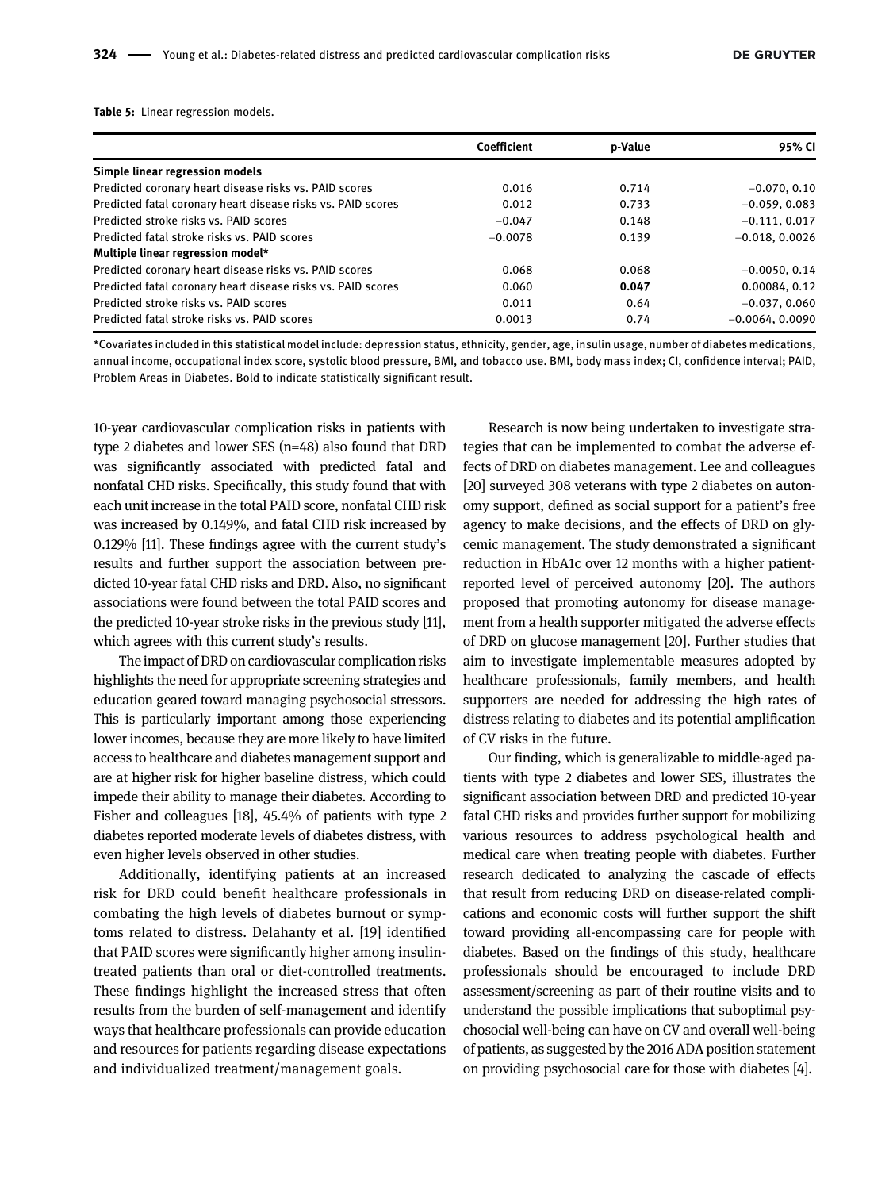**Table 5:** Linear regression models.

| | Coefficient | p-Value | 95% CI |
|---|---|---|---|
| **Simple linear regression models** | | | |
| Predicted coronary heart disease risks vs. PAID scores | 0.016 | 0.714 | −0.070, 0.10 |
| Predicted fatal coronary heart disease risks vs. PAID scores | 0.012 | 0.733 | −0.059, 0.083 |
| Predicted stroke risks vs. PAID scores | −0.047 | 0.148 | −0.111, 0.017 |
| Predicted fatal stroke risks vs. PAID scores | −0.0078 | 0.139 | −0.018, 0.0026 |
| **Multiple linear regression model*** | | | |
| Predicted coronary heart disease risks vs. PAID scores | 0.068 | 0.068 | −0.0050, 0.14 |
| Predicted fatal coronary heart disease risks vs. PAID scores | 0.060 | **0.047** | 0.00084, 0.12 |
| Predicted stroke risks vs. PAID scores | 0.011 | 0.64 | −0.037, 0.060 |
| Predicted fatal stroke risks vs. PAID scores | 0.0013 | 0.74 | −0.0064, 0.0090 |

*Covariates included in this statistical model include: depression status, ethnicity, gender, age, insulin usage, number of diabetes medications, annual income, occupational index score, systolic blood pressure, BMI, and tobacco use. BMI, body mass index; CI, confidence interval; PAID, Problem Areas in Diabetes. Bold to indicate statistically significant result.

10-year cardiovascular complication risks in patients with type 2 diabetes and lower SES (n=48) also found that DRD was significantly associated with predicted fatal and nonfatal CHD risks. Specifically, this study found that with each unit increase in the total PAID score, nonfatal CHD risk was increased by 0.149%, and fatal CHD risk increased by 0.129% [11]. These findings agree with the current study's results and further support the association between predicted 10-year fatal CHD risks and DRD. Also, no significant associations were found between the total PAID scores and the predicted 10-year stroke risks in the previous study [11], which agrees with this current study's results.

The impact of DRD on cardiovascular complication risks highlights the need for appropriate screening strategies and education geared toward managing psychosocial stressors. This is particularly important among those experiencing lower incomes, because they are more likely to have limited access to healthcare and diabetes management support and are at higher risk for higher baseline distress, which could impede their ability to manage their diabetes. According to Fisher and colleagues [18], 45.4% of patients with type 2 diabetes reported moderate levels of diabetes distress, with even higher levels observed in other studies.

Additionally, identifying patients at an increased risk for DRD could benefit healthcare professionals in combating the high levels of diabetes burnout or symptoms related to distress. Delahanty et al. [19] identified that PAID scores were significantly higher among insulin-treated patients than oral or diet-controlled treatments. These findings highlight the increased stress that often results from the burden of self-management and identify ways that healthcare professionals can provide education and resources for patients regarding disease expectations and individualized treatment/management goals.

Research is now being undertaken to investigate strategies that can be implemented to combat the adverse effects of DRD on diabetes management. Lee and colleagues [20] surveyed 308 veterans with type 2 diabetes on autonomy support, defined as social support for a patient's free agency to make decisions, and the effects of DRD on glycemic management. The study demonstrated a significant reduction in HbA1c over 12 months with a higher patient-reported level of perceived autonomy [20]. The authors proposed that promoting autonomy for disease management from a health supporter mitigated the adverse effects of DRD on glucose management [20]. Further studies that aim to investigate implementable measures adopted by healthcare professionals, family members, and health supporters are needed for addressing the high rates of distress relating to diabetes and its potential amplification of CV risks in the future.

Our finding, which is generalizable to middle-aged patients with type 2 diabetes and lower SES, illustrates the significant association between DRD and predicted 10-year fatal CHD risks and provides further support for mobilizing various resources to address psychological health and medical care when treating people with diabetes. Further research dedicated to analyzing the cascade of effects that result from reducing DRD on disease-related complications and economic costs will further support the shift toward providing all-encompassing care for people with diabetes. Based on the findings of this study, healthcare professionals should be encouraged to include DRD assessment/screening as part of their routine visits and to understand the possible implications that suboptimal psychosocial well-being can have on CV and overall well-being of patients, as suggested by the 2016 ADA position statement on providing psychosocial care for those with diabetes [4].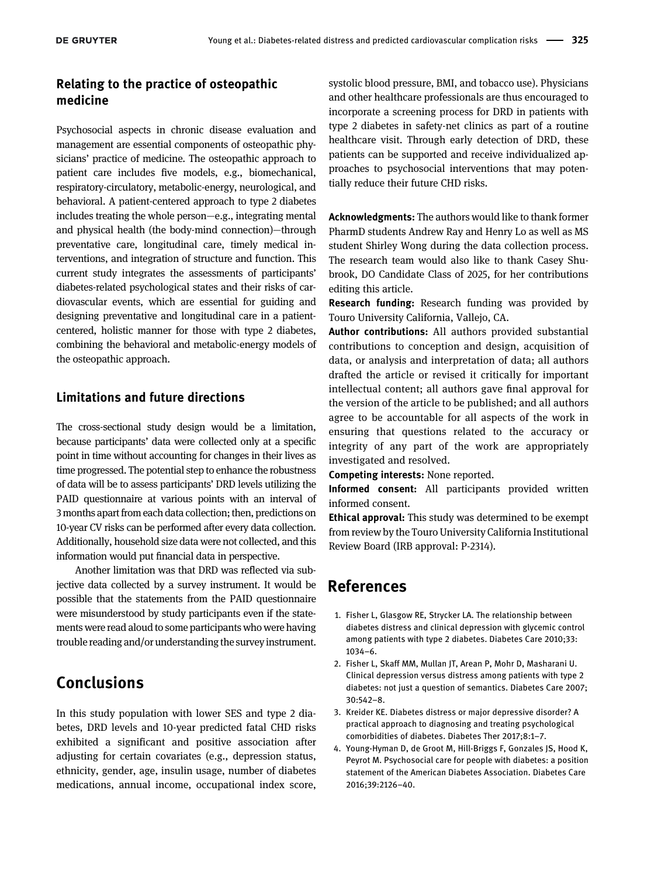### Relating to the practice of osteopathic medicine

Psychosocial aspects in chronic disease evaluation and management are essential components of osteopathic physicians' practice of medicine. The osteopathic approach to patient care includes five models, e.g., biomechanical, respiratory-circulatory, metabolic-energy, neurological, and behavioral. A patient-centered approach to type 2 diabetes includes treating the whole person—e.g., integrating mental and physical health (the body-mind connection)—through preventative care, longitudinal care, timely medical interventions, and integration of structure and function. This current study integrates the assessments of participants' diabetes-related psychological states and their risks of cardiovascular events, which are essential for guiding and designing preventative and longitudinal care in a patient-centered, holistic manner for those with type 2 diabetes, combining the behavioral and metabolic-energy models of the osteopathic approach.

### Limitations and future directions

The cross-sectional study design would be a limitation, because participants' data were collected only at a specific point in time without accounting for changes in their lives as time progressed. The potential step to enhance the robustness of data will be to assess participants' DRD levels utilizing the PAID questionnaire at various points with an interval of 3 months apart from each data collection; then, predictions on 10-year CV risks can be performed after every data collection. Additionally, household size data were not collected, and this information would put financial data in perspective.

Another limitation was that DRD was reflected via subjective data collected by a survey instrument. It would be possible that the statements from the PAID questionnaire were misunderstood by study participants even if the statements were read aloud to some participants who were having trouble reading and/or understanding the survey instrument.

## Conclusions

In this study population with lower SES and type 2 diabetes, DRD levels and 10-year predicted fatal CHD risks exhibited a significant and positive association after adjusting for certain covariates (e.g., depression status, ethnicity, gender, age, insulin usage, number of diabetes medications, annual income, occupational index score, systolic blood pressure, BMI, and tobacco use). Physicians and other healthcare professionals are thus encouraged to incorporate a screening process for DRD in patients with type 2 diabetes in safety-net clinics as part of a routine healthcare visit. Through early detection of DRD, these patients can be supported and receive individualized approaches to psychosocial interventions that may potentially reduce their future CHD risks.

**Acknowledgments:** The authors would like to thank former PharmD students Andrew Ray and Henry Lo as well as MS student Shirley Wong during the data collection process. The research team would also like to thank Casey Shubrook, DO Candidate Class of 2025, for her contributions editing this article.

**Research funding:** Research funding was provided by Touro University California, Vallejo, CA.

**Author contributions:** All authors provided substantial contributions to conception and design, acquisition of data, or analysis and interpretation of data; all authors drafted the article or revised it critically for important intellectual content; all authors gave final approval for the version of the article to be published; and all authors agree to be accountable for all aspects of the work in ensuring that questions related to the accuracy or integrity of any part of the work are appropriately investigated and resolved.

**Competing interests:** None reported.

**Informed consent:** All participants provided written informed consent.

**Ethical approval:** This study was determined to be exempt from review by the Touro University California Institutional Review Board (IRB approval: P-2314).

## References

1. Fisher L, Glasgow RE, Strycker LA. The relationship between diabetes distress and clinical depression with glycemic control among patients with type 2 diabetes. Diabetes Care 2010;33:1034–6.
2. Fisher L, Skaff MM, Mullan JT, Arean P, Mohr D, Masharani U. Clinical depression versus distress among patients with type 2 diabetes: not just a question of semantics. Diabetes Care 2007;30:542–8.
3. Kreider KE. Diabetes distress or major depressive disorder? A practical approach to diagnosing and treating psychological comorbidities of diabetes. Diabetes Ther 2017;8:1–7.
4. Young-Hyman D, de Groot M, Hill-Briggs F, Gonzales JS, Hood K, Peyrot M. Psychosocial care for people with diabetes: a position statement of the American Diabetes Association. Diabetes Care 2016;39:2126–40.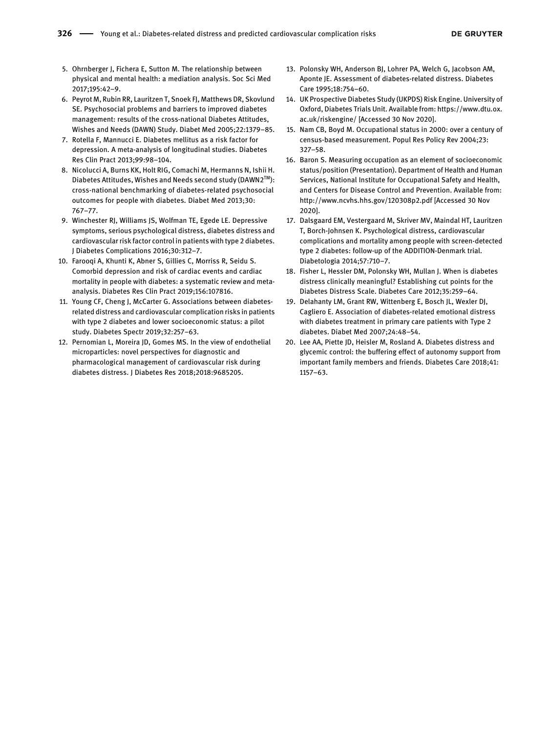5. Ohrnberger J, Fichera E, Sutton M. The relationship between physical and mental health: a mediation analysis. Soc Sci Med 2017;195:42–9.
6. Peyrot M, Rubin RR, Lauritzen T, Snoek FJ, Matthews DR, Skovlund SE. Psychosocial problems and barriers to improved diabetes management: results of the cross-national Diabetes Attitudes, Wishes and Needs (DAWN) Study. Diabet Med 2005;22:1379–85.
7. Rotella F, Mannucci E. Diabetes mellitus as a risk factor for depression. A meta-analysis of longitudinal studies. Diabetes Res Clin Pract 2013;99:98–104.
8. Nicolucci A, Burns KK, Holt RIG, Comachi M, Hermanns N, Ishii H. Diabetes Attitudes, Wishes and Needs second study (DAWN2™): cross-national benchmarking of diabetes-related psychosocial outcomes for people with diabetes. Diabet Med 2013;30: 767–77.
9. Winchester RJ, Williams JS, Wolfman TE, Egede LE. Depressive symptoms, serious psychological distress, diabetes distress and cardiovascular risk factor control in patients with type 2 diabetes. J Diabetes Complications 2016;30:312–7.
10. Farooqi A, Khunti K, Abner S, Gillies C, Morriss R, Seidu S. Comorbid depression and risk of cardiac events and cardiac mortality in people with diabetes: a systematic review and meta-analysis. Diabetes Res Clin Pract 2019;156:107816.
11. Young CF, Cheng J, McCarter G. Associations between diabetes-related distress and cardiovascular complication risks in patients with type 2 diabetes and lower socioeconomic status: a pilot study. Diabetes Spectr 2019;32:257–63.
12. Pernomian L, Moreira JD, Gomes MS. In the view of endothelial microparticles: novel perspectives for diagnostic and pharmacological management of cardiovascular risk during diabetes distress. J Diabetes Res 2018;2018:9685205.
13. Polonsky WH, Anderson BJ, Lohrer PA, Welch G, Jacobson AM, Aponte JE. Assessment of diabetes-related distress. Diabetes Care 1995;18:754–60.
14. UK Prospective Diabetes Study (UKPDS) Risk Engine. University of Oxford, Diabetes Trials Unit. Available from: https://www.dtu.ox.ac.uk/riskengine/ [Accessed 30 Nov 2020].
15. Nam CB, Boyd M. Occupational status in 2000: over a century of census-based measurement. Popul Res Policy Rev 2004;23: 327–58.
16. Baron S. Measuring occupation as an element of socioeconomic status/position (Presentation). Department of Health and Human Services, National Institute for Occupational Safety and Health, and Centers for Disease Control and Prevention. Available from: http://www.ncvhs.hhs.gov/120308p2.pdf [Accessed 30 Nov 2020].
17. Dalsgaard EM, Vestergaard M, Skriver MV, Maindal HT, Lauritzen T, Borch-Johnsen K. Psychological distress, cardiovascular complications and mortality among people with screen-detected type 2 diabetes: follow-up of the ADDITION-Denmark trial. Diabetologia 2014;57:710–7.
18. Fisher L, Hessler DM, Polonsky WH, Mullan J. When is diabetes distress clinically meaningful? Establishing cut points for the Diabetes Distress Scale. Diabetes Care 2012;35:259–64.
19. Delahanty LM, Grant RW, Wittenberg E, Bosch JL, Wexler DJ, Cagliero E. Association of diabetes-related emotional distress with diabetes treatment in primary care patients with Type 2 diabetes. Diabet Med 2007;24:48–54.
20. Lee AA, Piette JD, Heisler M, Rosland A. Diabetes distress and glycemic control: the buffering effect of autonomy support from important family members and friends. Diabetes Care 2018;41: 1157–63.